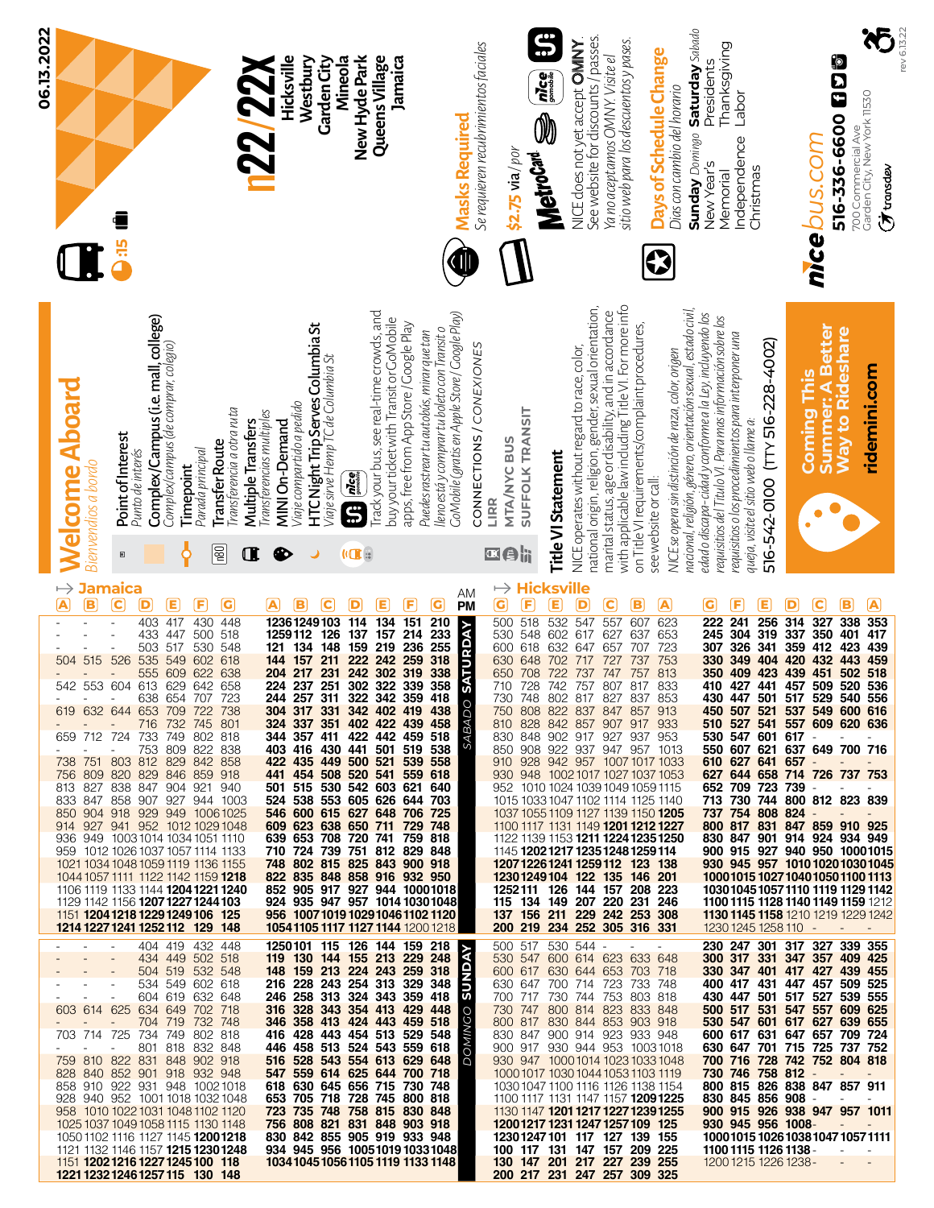06.13.2022

# n22/22X

## Hicksville – Westbury – Garden City – Mineola – New Hyde Park – Queens Village – Jamaica

:15

## Welcome Aboard

*Bienvenidos a bordo*

- **Point of Interest** – *Punto de interés*
- **Complex/Campus (i.e. mall, college)** – *Complex/campus (de comprar, colegio)*
- **Timepoint** – *Parada principal*
- **Transfer Route** – *Transferencia a otra ruta*
- **Multiple Transfers** – *Transferencias múltiples*
- **MINI On-Demand** – *Viaje compartido a pedido*
- **HTC Night Trip Serves Columbia St** – *Viaje sirve Hemp TC de Columbia St*
- Track your bus, see real-time crowds, and buy your ticket with Transit or GoMobile apps, free from App Store / Google Play. *Puedes rastrear tu autobús, mirar que tan lleno está y comprar tu boleto con Transit o GoMobile (gratis en Apple Store / Google Play)*

**CONNECTIONS / CONEXIONES**

- LIRR
- MTA/NYC BUS
- SUFFOLK TRANSIT

### Masks Required

*Se requieren recubrimientos faciales*

**$2.75** via / *por* MetroCard

NICE does not yet accept OMNY. See website for discounts / passes. *Ya no aceptamos OMNY. Visite el sitio web para los descuentos y pases.*

### Days of Schedule Change

*Días con cambio del horario*

| **Sunday** *Domingo* | **Saturday** *Sábado* |
|---|---|
| New Year's | Presidents |
| Memorial | Thanksgiving |
| Independence | Labor |
| Christmas | |

### Title VI Statement

NICE operates without regard to race, color, national origin, religion, gender, sexual orientation, marital status, age or disability, and in accordance with applicable law including Title VI. For more info on Title VI requirements/complaint procedures, see website or call:

*NICE se opera sin distinción de raza, color, origen nacional, religión, género, orientación sexual, estado civil, edad o discapa-cidad y conforme a la Ley, incluyendo los requisitos del Título VI. Para más información sobre los requisitos o los procedimientos para interponer una queja, visite el sitio web o llame a:*

516-542-0100 (TTY 516-228-4002)

**Coming This Summer: A Better Way to Rideshare**

**ridemini.com**

**nicebus.com**

516-336-6600

700 Commercial Ave
Garden City, New York 11530

transdev

rev 6.13.22

## → Jamaica

### SATURDAY / SÁBADO – AM

| A | B | C | D | E | F | G |
|---|---|---|---|---|---|---|
| - | - | - | 403 | 417 | 430 | 448 |
| - | - | - | 433 | 447 | 500 | 518 |
| - | - | - | 503 | 517 | 530 | 548 |
| 504 | 515 | 526 | 535 | 549 | 602 | 618 |
| - | - | - | 555 | 609 | 622 | 638 |
| 542 | 553 | 604 | 613 | 629 | 642 | 658 |
| - | - | - | 638 | 654 | 707 | 723 |
| 619 | 632 | 644 | 653 | 709 | 722 | 738 |
| - | - | - | 716 | 732 | 745 | 801 |
| 659 | 712 | 724 | 733 | 749 | 802 | 818 |
| - | - | - | 753 | 809 | 822 | 838 |
| 738 | 751 | 803 | 812 | 829 | 842 | 858 |
| 756 | 809 | 820 | 829 | 846 | 859 | 918 |
| 813 | 827 | 838 | 847 | 904 | 921 | 940 |
| 833 | 847 | 858 | 907 | 927 | 944 | 1003 |
| 850 | 904 | 918 | 929 | 949 | 1006 | 1025 |
| 914 | 927 | 941 | 952 | 1012 | 1029 | 1048 |
| 936 | 949 | 1003 | 1014 | 1034 | 1051 | 1110 |
| 959 | 1012 | 1026 | 1037 | 1057 | 1114 | 1133 |
| 1021 | 1034 | 1048 | 1059 | 1119 | 1136 | 1155 |
| 1044 | 1057 | 1111 | 1122 | 1142 | 1159 | **1218** |
| 1106 | 1119 | 1133 | 1144 | **1204** | **1221** | **1240** |
| 1129 | 1142 | 1156 | **1207** | **1227** | **1244** | **103** |
| 1151 | **1204** | **1218** | **1229** | **1249** | **106** | **125** |
| **1214** | **1227** | **1241** | **1252** | **112** | **129** | **148** |

### SATURDAY / SÁBADO – PM

| A | B | C | D | E | F | G |
|---|---|---|---|---|---|---|
| 1236 | 1249 | 103 | 114 | 134 | 151 | 210 |
| 1259 | 112 | 126 | 137 | 157 | 214 | 233 |
| 121 | 134 | 148 | 159 | 219 | 236 | 255 |
| 144 | 157 | 211 | 222 | 242 | 259 | 318 |
| 204 | 217 | 231 | 242 | 302 | 319 | 338 |
| 224 | 237 | 251 | 302 | 322 | 339 | 358 |
| 244 | 257 | 311 | 322 | 342 | 359 | 418 |
| 304 | 317 | 331 | 342 | 402 | 419 | 438 |
| 324 | 337 | 351 | 402 | 422 | 439 | 458 |
| 344 | 357 | 411 | 422 | 442 | 459 | 518 |
| 403 | 416 | 430 | 441 | 501 | 519 | 538 |
| 422 | 435 | 449 | 500 | 521 | 539 | 558 |
| 441 | 454 | 508 | 520 | 541 | 559 | 618 |
| 501 | 515 | 530 | 542 | 603 | 621 | 640 |
| 524 | 538 | 553 | 605 | 626 | 644 | 703 |
| 546 | 600 | 615 | 627 | 648 | 706 | 725 |
| 609 | 623 | 638 | 650 | 711 | 729 | 748 |
| 639 | 653 | 708 | 720 | 741 | 759 | 818 |
| 710 | 724 | 739 | 751 | 812 | 829 | 848 |
| 748 | 802 | 815 | 825 | 843 | 900 | 918 |
| 822 | 835 | 848 | 858 | 916 | 932 | 950 |
| 852 | 905 | 917 | 927 | 944 | 1000 | 1018 |
| 924 | 935 | 947 | 957 | 1014 | 1030 | 1048 |
| 956 | 1007 | 1019 | 1029 | 1046 | 1102 | 1120 |
| 1054 | 1105 | 1117 | 1127 | 1144 | 1200 | 1218 |

### SUNDAY / DOMINGO – AM

| A | B | C | D | E | F | G |
|---|---|---|---|---|---|---|
| - | - | - | 404 | 419 | 432 | 448 |
| - | - | - | 434 | 449 | 502 | 518 |
| - | - | - | 504 | 519 | 532 | 548 |
| - | - | - | 534 | 549 | 602 | 618 |
| - | - | - | 604 | 619 | 632 | 648 |
| 603 | 614 | 625 | 634 | 649 | 702 | 718 |
| - | - | - | 704 | 719 | 732 | 748 |
| 703 | 714 | 725 | 734 | 749 | 802 | 818 |
| - | - | - | 801 | 818 | 832 | 848 |
| 759 | 810 | 822 | 831 | 848 | 902 | 918 |
| 828 | 840 | 852 | 901 | 918 | 932 | 948 |
| 858 | 910 | 922 | 931 | 948 | 1002 | 1018 |
| 928 | 940 | 952 | 1001 | 1018 | 1032 | 1048 |
| 958 | 1010 | 1022 | 1031 | 1048 | 1102 | 1120 |
| 1025 | 1037 | 1049 | 1058 | 1115 | 1130 | 1148 |
| 1050 | 1102 | 1116 | 1127 | 1145 | **1200** | **1218** |
| 1121 | 1132 | 1146 | 1157 | **1215** | **1230** | **1248** |
| 1151 | **1202** | **1216** | **1227** | **1245** | **100** | **118** |
| **1221** | **1232** | **1246** | **1257** | **115** | **130** | **148** |

### SUNDAY / DOMINGO – PM

| A | B | C | D | E | F | G |
|---|---|---|---|---|---|---|
| 1250 | 101 | 115 | 126 | 144 | 159 | 218 |
| 119 | 130 | 144 | 155 | 213 | 229 | 248 |
| 148 | 159 | 213 | 224 | 243 | 259 | 318 |
| 216 | 228 | 243 | 254 | 313 | 329 | 348 |
| 246 | 258 | 313 | 324 | 343 | 359 | 418 |
| 316 | 328 | 343 | 354 | 413 | 429 | 448 |
| 346 | 358 | 413 | 424 | 443 | 459 | 518 |
| 416 | 428 | 443 | 454 | 513 | 529 | 548 |
| 446 | 458 | 513 | 524 | 543 | 559 | 618 |
| 516 | 528 | 543 | 554 | 613 | 629 | 648 |
| 547 | 559 | 614 | 625 | 644 | 700 | 718 |
| 618 | 630 | 645 | 656 | 715 | 730 | 748 |
| 653 | 705 | 718 | 728 | 745 | 800 | 818 |
| 723 | 735 | 748 | 758 | 815 | 830 | 848 |
| 756 | 808 | 821 | 831 | 848 | 903 | 918 |
| 830 | 842 | 855 | 905 | 919 | 933 | 948 |
| 934 | 945 | 956 | 1005 | 1019 | 1033 | 1048 |
| 1034 | 1045 | 1056 | 1105 | 1119 | 1133 | 1148 |

## → Hicksville

### SATURDAY / SÁBADO – AM

| G | F | E | D | C | B | A |
|---|---|---|---|---|---|---|
| 500 | 518 | 532 | 547 | 557 | 607 | 623 |
| 530 | 548 | 602 | 617 | 627 | 637 | 653 |
| 600 | 618 | 632 | 647 | 657 | 707 | 723 |
| 630 | 648 | 702 | 717 | 727 | 737 | 753 |
| 650 | 708 | 722 | 737 | 747 | 757 | 813 |
| 710 | 728 | 742 | 757 | 807 | 817 | 833 |
| 730 | 748 | 802 | 817 | 827 | 837 | 853 |
| 750 | 808 | 822 | 837 | 847 | 857 | 913 |
| 810 | 828 | 842 | 857 | 907 | 917 | 933 |
| 830 | 848 | 902 | 917 | 927 | 937 | 953 |
| 850 | 908 | 922 | 937 | 947 | 957 | 1013 |
| 910 | 928 | 942 | 957 | 1007 | 1017 | 1033 |
| 930 | 948 | 1002 | 1017 | 1027 | 1037 | 1053 |
| 952 | 1010 | 1024 | 1039 | 1049 | 1059 | 1115 |
| 1015 | 1033 | 1047 | 1102 | 1114 | 1125 | 1140 |
| 1037 | 1055 | 1109 | 1127 | 1139 | 1150 | **1205** |
| 1100 | 1117 | 1131 | 1149 | **1201** | **1212** | **1227** |
| 1122 | 1139 | 1153 | **1211** | **1224** | **1235** | **1250** |
| 1145 | **1202** | **1217** | **1235** | **1248** | **1259** | **114** |
| **1207** | **1226** | **1241** | **1259** | **112** | **123** | **138** |
| **1230** | **1249** | **104** | **122** | **135** | **146** | **201** |
| **1252** | **111** | **126** | **144** | **157** | **208** | **223** |
| **115** | **134** | **149** | **207** | **220** | **231** | **246** |
| **137** | **156** | **211** | **229** | **242** | **253** | **308** |
| **200** | **219** | **234** | **252** | **305** | **316** | **331** |

### SATURDAY / SÁBADO – PM

| G | F | E | D | C | B | A |
|---|---|---|---|---|---|---|
| 222 | 241 | 256 | 314 | 327 | 338 | 353 |
| 245 | 304 | 319 | 337 | 350 | 401 | 417 |
| 307 | 326 | 341 | 359 | 412 | 423 | 439 |
| 330 | 349 | 404 | 420 | 432 | 443 | 459 |
| 350 | 409 | 423 | 439 | 451 | 502 | 518 |
| 410 | 427 | 441 | 457 | 509 | 520 | 536 |
| 430 | 447 | 501 | 517 | 529 | 540 | 556 |
| 450 | 507 | 521 | 537 | 549 | 600 | 616 |
| 510 | 527 | 541 | 557 | 609 | 620 | 636 |
| 530 | 547 | 601 | 617 | - | - | - |
| 550 | 607 | 621 | 637 | 649 | 700 | 716 |
| 610 | 627 | 641 | 657 | - | - | - |
| 627 | 644 | 658 | 714 | 726 | 737 | 753 |
| 652 | 709 | 723 | 739 | - | - | - |
| 713 | 730 | 744 | 800 | 812 | 823 | 839 |
| 737 | 754 | 808 | 824 | - | - | - |
| 800 | 817 | 831 | 847 | 859 | 910 | 925 |
| 830 | 847 | 901 | 914 | 924 | 934 | 949 |
| 900 | 915 | 927 | 940 | 950 | 1000 | 1015 |
| 930 | 945 | 957 | 1010 | 1020 | 1030 | 1045 |
| 1000 | 1015 | 1027 | 1040 | 1050 | 1100 | 1113 |
| 1030 | 1045 | 1057 | 1110 | 1119 | 1129 | 1142 |
| 1100 | 1115 | 1128 | 1140 | 1149 | 1159 | 1212 |
| 1130 | 1145 | 1158 | 1210 | 1219 | 1229 | 1242 |
| 1230 | 1245 | 1258 | 110 | - | - | - |

### SUNDAY / DOMINGO – AM

| G | F | E | D | C | B | A |
|---|---|---|---|---|---|---|
| 500 | 517 | 530 | 544 | - | - | - |
| 530 | 547 | 600 | 614 | 623 | 633 | 648 |
| 600 | 617 | 630 | 644 | 653 | 703 | 718 |
| 630 | 647 | 700 | 714 | 723 | 733 | 748 |
| 700 | 717 | 730 | 744 | 753 | 803 | 818 |
| 730 | 747 | 800 | 814 | 823 | 833 | 848 |
| 800 | 817 | 830 | 844 | 853 | 903 | 918 |
| 830 | 847 | 900 | 914 | 923 | 933 | 948 |
| 900 | 917 | 930 | 944 | 953 | 1003 | 1018 |
| 930 | 947 | 1000 | 1014 | 1023 | 1033 | 1048 |
| 1000 | 1017 | 1030 | 1044 | 1053 | 1103 | 1119 |
| 1030 | 1047 | 1100 | 1116 | 1126 | 1138 | 1154 |
| 1100 | 1117 | 1131 | 1147 | 1157 | **1209** | **1225** |
| 1130 | 1147 | **1201** | **1217** | **1227** | **1239** | **1255** |
| **1200** | **1217** | **1231** | **1247** | **1257** | **109** | **125** |
| **1230** | **1247** | **101** | **117** | **127** | **139** | **155** |
| **100** | **117** | **131** | **147** | **157** | **209** | **225** |
| **130** | **147** | **201** | **217** | **227** | **239** | **255** |
| **200** | **217** | **231** | **247** | **257** | **309** | **325** |

### SUNDAY / DOMINGO – PM

| G | F | E | D | C | B | A |
|---|---|---|---|---|---|---|
| 230 | 247 | 301 | 317 | 327 | 339 | 355 |
| 300 | 317 | 331 | 347 | 357 | 409 | 425 |
| 330 | 347 | 401 | 417 | 427 | 439 | 455 |
| 400 | 417 | 431 | 447 | 457 | 509 | 525 |
| 430 | 447 | 501 | 517 | 527 | 539 | 555 |
| 500 | 517 | 531 | 547 | 557 | 609 | 625 |
| 530 | 547 | 601 | 617 | 627 | 639 | 655 |
| 600 | 617 | 631 | 647 | 657 | 709 | 724 |
| 630 | 647 | 701 | 715 | 725 | 737 | 752 |
| 700 | 716 | 728 | 742 | 752 | 804 | 818 |
| 730 | 746 | 758 | 812 | - | - | - |
| 800 | 815 | 826 | 838 | 847 | 857 | 911 |
| 830 | 845 | 856 | 908 | - | - | - |
| 900 | 915 | 926 | 938 | 947 | 957 | 1011 |
| 930 | 945 | 956 | 1008 | - | - | - |
| 1000 | 1015 | 1026 | 1038 | 1047 | 1057 | 1111 |
| 1100 | 1115 | 1126 | 1138 | - | - | - |
| 1200 | 1215 | 1226 | 1238 | - | - | - |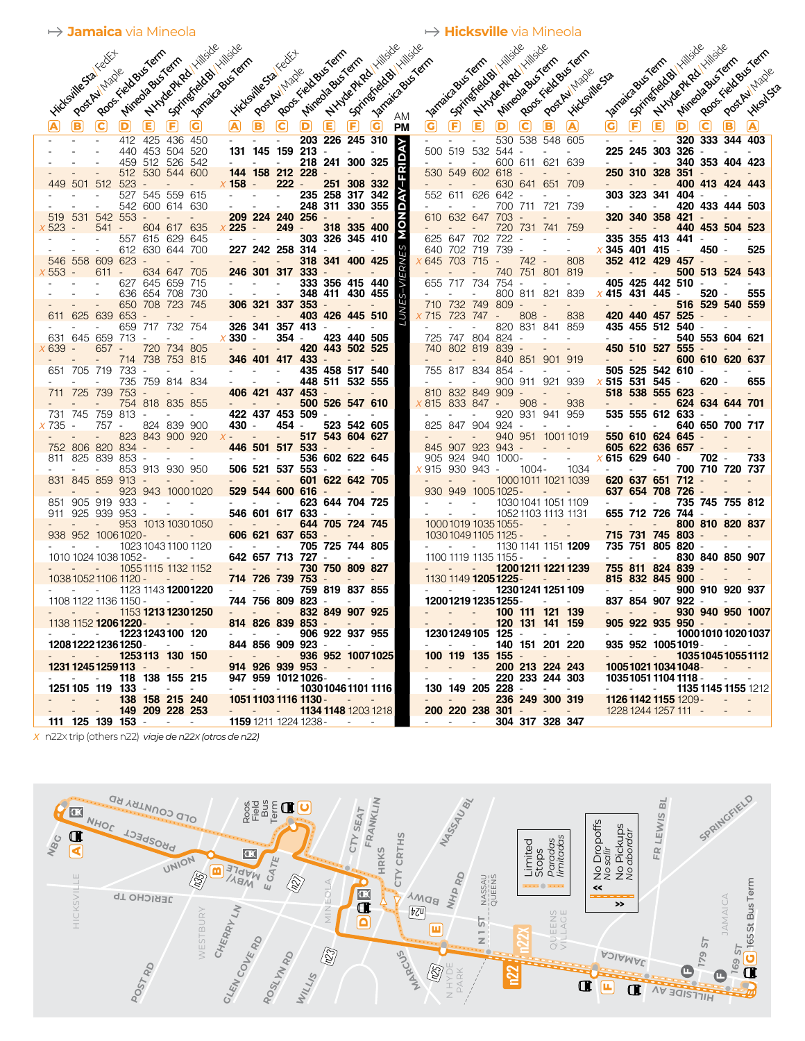## → Jamaica via Mineola

**MONDAY-FRIDAY / LUNES-VIERNES**

| AM: Hicksville Sta/FedEx (A) | Post Av/Maple (B) | Roos. Field Bus Term (C) | Mineola Bus Term (D) | N Hyde Pk Rd/Hillside (E) | Springfield Bl/Hillside (F) | Jamaica Bus Term (G) | PM: Hicksville Sta/FedEx (A) | Post Av/Maple (B) | Roos. Field Bus Term (C) | Mineola Bus Term (D) | N Hyde Pk Rd/Hillside (E) | Springfield Bl/Hillside (F) | Jamaica Bus Term (G) |
|---|---|---|---|---|---|---|---|---|---|---|---|---|---|
| - | - | - | 412 | 425 | 436 | 450 | - | - | - | 203 | 226 | 245 | 310 |
| - | - | - | 440 | 453 | 504 | 520 | 131 | 145 | 159 | 213 | - | - | - |
| - | - | - | 459 | 512 | 526 | 542 | - | - | - | 218 | 241 | 300 | 325 |
| - | - | - | 512 | 530 | 544 | 600 | 144 | 158 | 212 | 228 | - | - | - |
| 449 | 501 | 512 | 523 | - | - | - | x 158 | - | 222 | - | 251 | 308 | 332 |
| - | - | - | 527 | 545 | 559 | 615 | - | - | - | 235 | 258 | 317 | 342 |
| - | - | - | 542 | 600 | 614 | 630 | - | - | - | 248 | 311 | 330 | 355 |
| 519 | 531 | 542 | 553 | - | - | - | 209 | 224 | 240 | 256 | - | - | - |
| x 523 | - | 541 | - | 604 | 617 | 635 | x 225 | - | 249 | - | 318 | 335 | 400 |
| - | - | - | 557 | 615 | 629 | 645 | - | - | - | 303 | 326 | 345 | 410 |
| - | - | - | 612 | 630 | 644 | 700 | 227 | 242 | 258 | 314 | - | - | - |
| 546 | 558 | 609 | 623 | - | - | - | - | - | - | 318 | 341 | 400 | 425 |
| x 553 | - | 611 | - | 634 | 647 | 705 | 246 | 301 | 317 | 333 | - | - | - |
| - | - | - | 627 | 645 | 659 | 715 | - | - | - | 333 | 356 | 415 | 440 |
| - | - | - | 636 | 654 | 708 | 730 | - | - | - | 348 | 411 | 430 | 455 |
| - | - | - | 650 | 708 | 723 | 745 | 306 | 321 | 337 | 353 | - | - | - |
| 611 | 625 | 639 | 653 | - | - | - | - | - | - | 403 | 426 | 445 | 510 |
| - | - | - | 659 | 717 | 732 | 754 | 326 | 341 | 357 | 413 | - | - | - |
| 631 | 645 | 659 | 713 | - | - | - | x 330 | - | 354 | - | 423 | 440 | 505 |
| x 639 | - | 657 | - | 720 | 734 | 805 | - | - | - | 420 | 443 | 502 | 525 |
| - | - | - | 714 | 738 | 753 | 815 | 346 | 401 | 417 | 433 | - | - | - |
| 651 | 705 | 719 | 733 | - | - | - | - | - | - | 435 | 458 | 517 | 540 |
| - | - | - | 735 | 759 | 814 | 834 | - | - | - | 448 | 511 | 532 | 555 |
| 711 | 725 | 739 | 753 | - | - | - | 406 | 421 | 437 | 453 | - | - | - |
| - | - | - | 754 | 818 | 835 | 855 | - | - | - | 500 | 526 | 547 | 610 |
| 731 | 745 | 759 | 813 | - | - | - | 422 | 437 | 453 | 509 | - | - | - |
| x 735 | - | 757 | - | 824 | 839 | 900 | 430 | - | 454 | - | 523 | 542 | 605 |
| - | - | - | 823 | 843 | 900 | 920 | x - | - | - | 517 | 543 | 604 | 627 |
| 752 | 806 | 820 | 834 | - | - | - | 446 | 501 | 517 | 533 | - | - | - |
| 811 | 825 | 839 | 853 | - | - | - | - | - | - | 536 | 602 | 622 | 645 |
| - | - | - | 853 | 913 | 930 | 950 | 506 | 521 | 537 | 553 | - | - | - |
| 831 | 845 | 859 | 913 | - | - | - | - | - | - | 601 | 622 | 642 | 705 |
| - | - | - | 923 | 943 | 1000 | 1020 | 529 | 544 | 600 | 616 | - | - | - |
| 851 | 905 | 919 | 933 | - | - | - | - | - | - | 623 | 644 | 704 | 725 |
| 911 | 925 | 939 | 953 | - | - | - | 546 | 601 | 617 | 633 | - | - | - |
| - | - | - | 953 | 1013 | 1030 | 1050 | - | - | - | 644 | 705 | 724 | 745 |
| 938 | 952 | 1006 | 1020 | - | - | - | 606 | 621 | 637 | 653 | - | - | - |
| - | - | - | 1023 | 1043 | 1100 | 1120 | - | - | - | 705 | 725 | 744 | 805 |
| 1010 | 1024 | 1038 | 1052 | - | - | - | 642 | 657 | 713 | 727 | - | - | - |
| - | - | - | 1055 | 1115 | 1132 | 1152 | - | - | - | 730 | 750 | 809 | 827 |
| 1038 | 1052 | 1106 | 1120 | - | - | - | 714 | 726 | 739 | 753 | - | - | - |
| - | - | - | 1123 | 1143 | 1200 | 1220 | - | - | - | 759 | 819 | 837 | 855 |
| 1108 | 1122 | 1136 | 1150 | - | - | - | 744 | 756 | 809 | 823 | - | - | - |
| - | - | - | 1153 | 1213 | 1230 | 1250 | - | - | - | 832 | 849 | 907 | 925 |
| 1138 | 1152 | 1206 | 1220 | - | - | - | 814 | 826 | 839 | 853 | - | - | - |
| - | - | - | 1223 | 1243 | 100 | 120 | - | - | - | 906 | 922 | 937 | 955 |
| 1208 | 1222 | 1236 | 1250 | - | - | - | 844 | 856 | 909 | 923 | - | - | - |
| - | - | - | 1253 | 113 | 130 | 150 | - | - | - | 936 | 952 | 1007 | 1025 |
| 1231 | 1245 | 1259 | 113 | - | - | - | 914 | 926 | 939 | 953 | - | - | - |
| - | - | - | 118 | 138 | 155 | 215 | 947 | 959 | 1012 | 1026 | - | - | - |
| 1251 | 105 | 119 | 133 | - | - | - | - | - | - | 1030 | 1046 | 1101 | 1116 |
| - | - | - | 138 | 158 | 215 | 240 | 1051 | 1103 | 1116 | 1130 | - | - | - |
| - | - | - | 149 | 209 | 228 | 253 | - | - | - | 1134 | 1148 | 1203 | 1218 |
| 111 | 125 | 139 | 153 | - | - | - | 1159 | 1211 | 1224 | 1238 | - | - | - |

## → Hicksville via Mineola

| AM: Jamaica Bus Term (G) | Springfield Bl/Hillside (F) | N Hyde Pk Rd/Hillside (E) | Mineola Bus Term (D) | Roos. Field Bus Term (C) | Post Av/Maple (B) | Hicksville Sta (A) | PM: Jamaica Bus Term (G) | Springfield Bl/Hillside (F) | N Hyde Pk Rd/Hillside (E) | Mineola Bus Term (D) | Roos. Field Bus Term (C) | Post Av/Maple (B) | Hksvl Sta (A) |
|---|---|---|---|---|---|---|---|---|---|---|---|---|---|
| - | - | - | 530 | 538 | 548 | 605 | - | - | - | 320 | 333 | 344 | 403 |
| 500 | 519 | 532 | 544 | - | - | - | 225 | 245 | 303 | 326 | - | - | - |
| - | - | - | 600 | 611 | 621 | 639 | - | - | - | 340 | 353 | 404 | 423 |
| 530 | 549 | 602 | 618 | - | - | - | 250 | 310 | 328 | 351 | - | - | - |
| - | - | - | 630 | 641 | 651 | 709 | - | - | - | 400 | 413 | 424 | 443 |
| 552 | 611 | 626 | 642 | - | - | - | 303 | 323 | 341 | 404 | - | - | - |
| - | - | - | 700 | 711 | 721 | 739 | - | - | - | 420 | 433 | 444 | 503 |
| 610 | 632 | 647 | 703 | - | - | - | 320 | 340 | 358 | 421 | - | - | - |
| - | - | - | 720 | 731 | 741 | 759 | - | - | - | 440 | 453 | 504 | 523 |
| 625 | 647 | 702 | 722 | - | - | - | 335 | 355 | 413 | 441 | - | - | - |
| 640 | 702 | 719 | 739 | - | - | - | x 345 | 401 | 415 | - | 450 | - | 525 |
| x 645 | 703 | 715 | - | 742 | - | 808 | 352 | 412 | 429 | 457 | - | - | - |
| - | - | - | 740 | 751 | 801 | 819 | - | - | - | 500 | 513 | 524 | 543 |
| 655 | 717 | 734 | 754 | - | - | - | 405 | 425 | 442 | 510 | - | - | - |
| - | - | - | 800 | 811 | 821 | 839 | x 415 | 431 | 445 | - | 520 | - | 555 |
| 710 | 732 | 749 | 809 | - | - | - | - | - | - | 516 | 529 | 540 | 559 |
| x 715 | 723 | 747 | - | 808 | - | 838 | 420 | 440 | 457 | 525 | - | - | - |
| - | - | - | 820 | 831 | 841 | 859 | 435 | 455 | 512 | 540 | - | - | - |
| 725 | 747 | 804 | 824 | - | - | - | - | - | - | 540 | 553 | 604 | 621 |
| 740 | 802 | 819 | 839 | - | - | - | 450 | 510 | 527 | 555 | - | - | - |
| - | - | - | 840 | 851 | 901 | 919 | - | - | - | 600 | 610 | 620 | 637 |
| 755 | 817 | 834 | 854 | - | - | - | 505 | 525 | 542 | 610 | - | - | - |
| - | - | - | 900 | 911 | 921 | 939 | x 515 | 531 | 545 | - | 620 | - | 655 |
| 810 | 832 | 849 | 909 | - | - | - | 518 | 538 | 555 | 623 | - | - | - |
| x 815 | 833 | 847 | - | 908 | - | 938 | - | - | - | 624 | 634 | 644 | 701 |
| - | - | - | 920 | 931 | 941 | 959 | 535 | 555 | 612 | 633 | - | - | - |
| 825 | 847 | 904 | 924 | - | - | - | - | - | - | 640 | 650 | 700 | 717 |
| - | - | - | 940 | 951 | 1001 | 1019 | 550 | 610 | 624 | 645 | - | - | - |
| 845 | 907 | 923 | 943 | - | - | - | 605 | 622 | 636 | 657 | - | - | - |
| 905 | 924 | 940 | 1000 | - | - | - | x 615 | 629 | 640 | - | 702 | - | 733 |
| x 915 | 930 | 943 | - | 1004 | - | 1034 | - | - | - | 700 | 710 | 720 | 737 |
| - | - | - | 1000 | 1011 | 1021 | 1039 | 620 | 637 | 651 | 712 | - | - | - |
| 930 | 949 | 1005 | 1025 | - | - | - | 637 | 654 | 708 | 726 | - | - | - |
| - | - | - | 1030 | 1041 | 1051 | 1109 | - | - | - | 735 | 745 | 755 | 812 |
| - | - | - | 1052 | 1103 | 1113 | 1131 | 655 | 712 | 726 | 744 | - | - | - |
| 1000 | 1019 | 1035 | 1055 | - | - | - | - | - | - | 800 | 810 | 820 | 837 |
| 1030 | 1049 | 1105 | 1125 | - | - | - | 715 | 731 | 745 | 803 | - | - | - |
| - | - | - | 1130 | 1141 | 1151 | 1209 | 735 | 751 | 805 | 820 | - | - | - |
| 1100 | 1119 | 1135 | 1155 | - | - | - | - | - | - | 830 | 840 | 850 | 907 |
| - | - | - | 1200 | 1211 | 1221 | 1239 | 755 | 811 | 824 | 839 | - | - | - |
| 1130 | 1149 | 1205 | 1225 | - | - | - | 815 | 832 | 845 | 900 | - | - | - |
| - | - | - | 1230 | 1241 | 1251 | 109 | - | - | - | 900 | 910 | 920 | 937 |
| 1200 | 1219 | 1235 | 1255 | - | - | - | 837 | 854 | 907 | 922 | - | - | - |
| - | - | - | 100 | 111 | 121 | 139 | - | - | - | 930 | 940 | 950 | 1007 |
| - | - | - | 120 | 131 | 141 | 159 | 905 | 922 | 935 | 950 | - | - | - |
| 1230 | 1249 | 105 | 125 | - | - | - | - | - | - | 1000 | 1010 | 1020 | 1037 |
| - | - | - | 140 | 151 | 201 | 220 | 935 | 952 | 1005 | 1019 | - | - | - |
| 100 | 119 | 135 | 155 | - | - | - | - | - | - | 1035 | 1045 | 1055 | 1112 |
| - | - | - | 200 | 213 | 224 | 243 | 1005 | 1021 | 1034 | 1048 | - | - | - |
| - | - | - | 220 | 233 | 244 | 303 | 1035 | 1051 | 1104 | 1118 | - | - | - |
| 130 | 149 | 205 | 228 | - | - | - | - | - | - | 1135 | 1145 | 1155 | 1212 |
| - | - | - | 236 | 249 | 300 | 319 | 1126 | 1142 | 1155 | 1209 | - | - | - |
| 200 | 220 | 238 | 301 | - | - | - | 1228 | 1244 | 1257 | 111 | - | - | - |
| - | - | - | 304 | 317 | 328 | 347 | | | | | | | |

x n22x trip (others n22) *viaje de n22x (otros de n22)*

Limited Stops / *Paradas limitadas*

No Dropoffs / *No salir*

No Pickups / *No abordar*